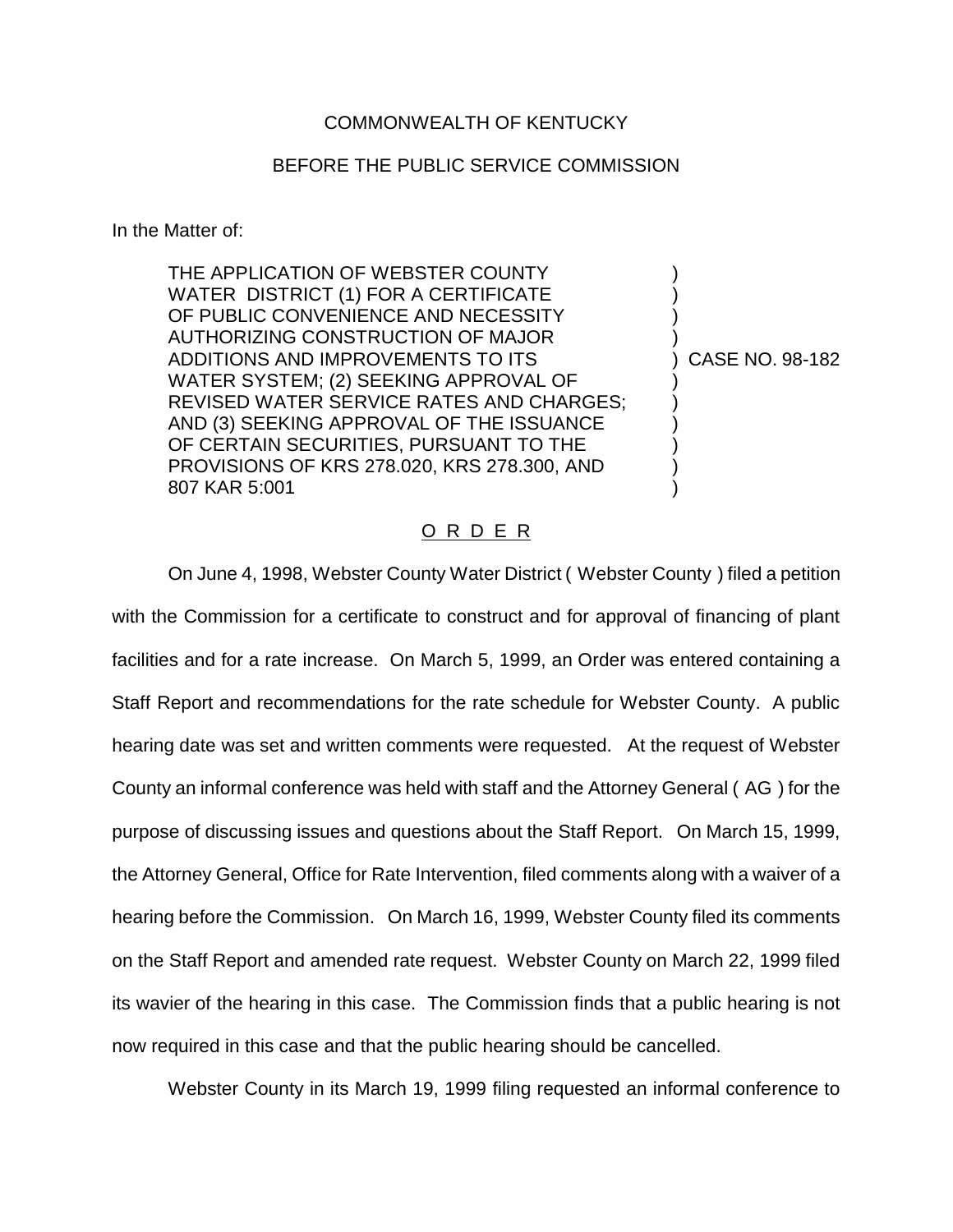COMMONWEALTH OF KENTUCKY

BEFORE THE PUBLIC SERVICE COMMISSION

In the Matter of:

| | |
|---|---|
| THE APPLICATION OF WEBSTER COUNTY WATER DISTRICT (1) FOR A CERTIFICATE OF PUBLIC CONVENIENCE AND NECESSITY AUTHORIZING CONSTRUCTION OF MAJOR ADDITIONS AND IMPROVEMENTS TO ITS WATER SYSTEM; (2) SEEKING APPROVAL OF REVISED WATER SERVICE RATES AND CHARGES; AND (3) SEEKING APPROVAL OF THE ISSUANCE OF CERTAIN SECURITIES, PURSUANT TO THE PROVISIONS OF KRS 278.020, KRS 278.300, AND 807 KAR 5:001 | ) CASE NO. 98-182 |

## O R D E R

On June 4, 1998, Webster County Water District ( Webster County ) filed a petition with the Commission for a certificate to construct and for approval of financing of plant facilities and for a rate increase. On March 5, 1999, an Order was entered containing a Staff Report and recommendations for the rate schedule for Webster County. A public hearing date was set and written comments were requested. At the request of Webster County an informal conference was held with staff and the Attorney General ( AG ) for the purpose of discussing issues and questions about the Staff Report. On March 15, 1999, the Attorney General, Office for Rate Intervention, filed comments along with a waiver of a hearing before the Commission. On March 16, 1999, Webster County filed its comments on the Staff Report and amended rate request. Webster County on March 22, 1999 filed its wavier of the hearing in this case. The Commission finds that a public hearing is not now required in this case and that the public hearing should be cancelled.

Webster County in its March 19, 1999 filing requested an informal conference to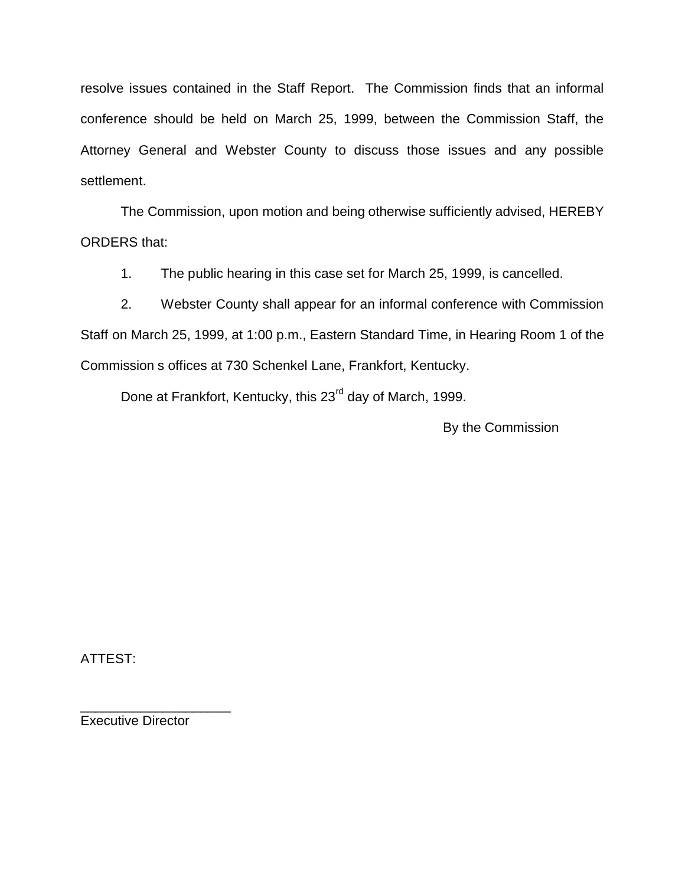resolve issues contained in the Staff Report. The Commission finds that an informal conference should be held on March 25, 1999, between the Commission Staff, the Attorney General and Webster County to discuss those issues and any possible settlement.

The Commission, upon motion and being otherwise sufficiently advised, HEREBY ORDERS that:

1. The public hearing in this case set for March 25, 1999, is cancelled.

2. Webster County shall appear for an informal conference with Commission Staff on March 25, 1999, at 1:00 p.m., Eastern Standard Time, in Hearing Room 1 of the Commission s offices at 730 Schenkel Lane, Frankfort, Kentucky.

Done at Frankfort, Kentucky, this 23rd day of March, 1999.

By the Commission

ATTEST:

\_\_\_\_\_\_\_\_\_\_\_\_\_\_\_\_\_\_\_\_

Executive Director